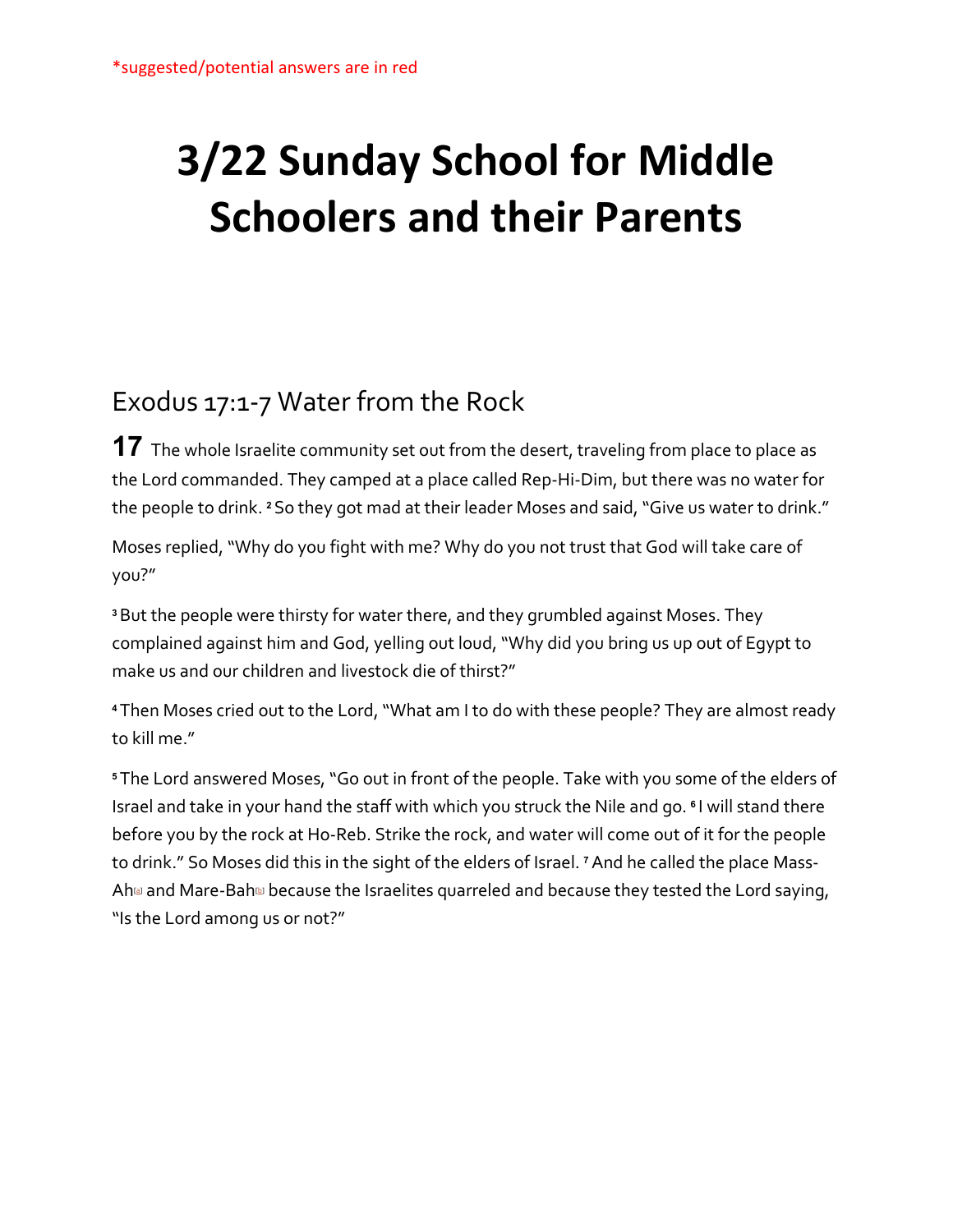*suggested/potential answers are in red

# 3/22 Sunday School for Middle Schoolers and their Parents

## Exodus 17:1-7 Water from the Rock

**17** The whole Israelite community set out from the desert, traveling from place to place as the Lord commanded. They camped at a place called Rep-Hi-Dim, but there was no water for the people to drink. [2] So they got mad at their leader Moses and said, "Give us water to drink."

Moses replied, "Why do you fight with me? Why do you not trust that God will take care of you?"

[3] But the people were thirsty for water there, and they grumbled against Moses. They complained against him and God, yelling out loud, "Why did you bring us up out of Egypt to make us and our children and livestock die of thirst?"

[4] Then Moses cried out to the Lord, "What am I to do with these people? They are almost ready to kill me."

[5] The Lord answered Moses, "Go out in front of the people. Take with you some of the elders of Israel and take in your hand the staff with which you struck the Nile and go. [6] I will stand there before you by the rock at Ho-Reb. Strike the rock, and water will come out of it for the people to drink." So Moses did this in the sight of the elders of Israel. [7] And he called the place Mass-Ah[a] and Mare-Bah[b] because the Israelites quarreled and because they tested the Lord saying, "Is the Lord among us or not?"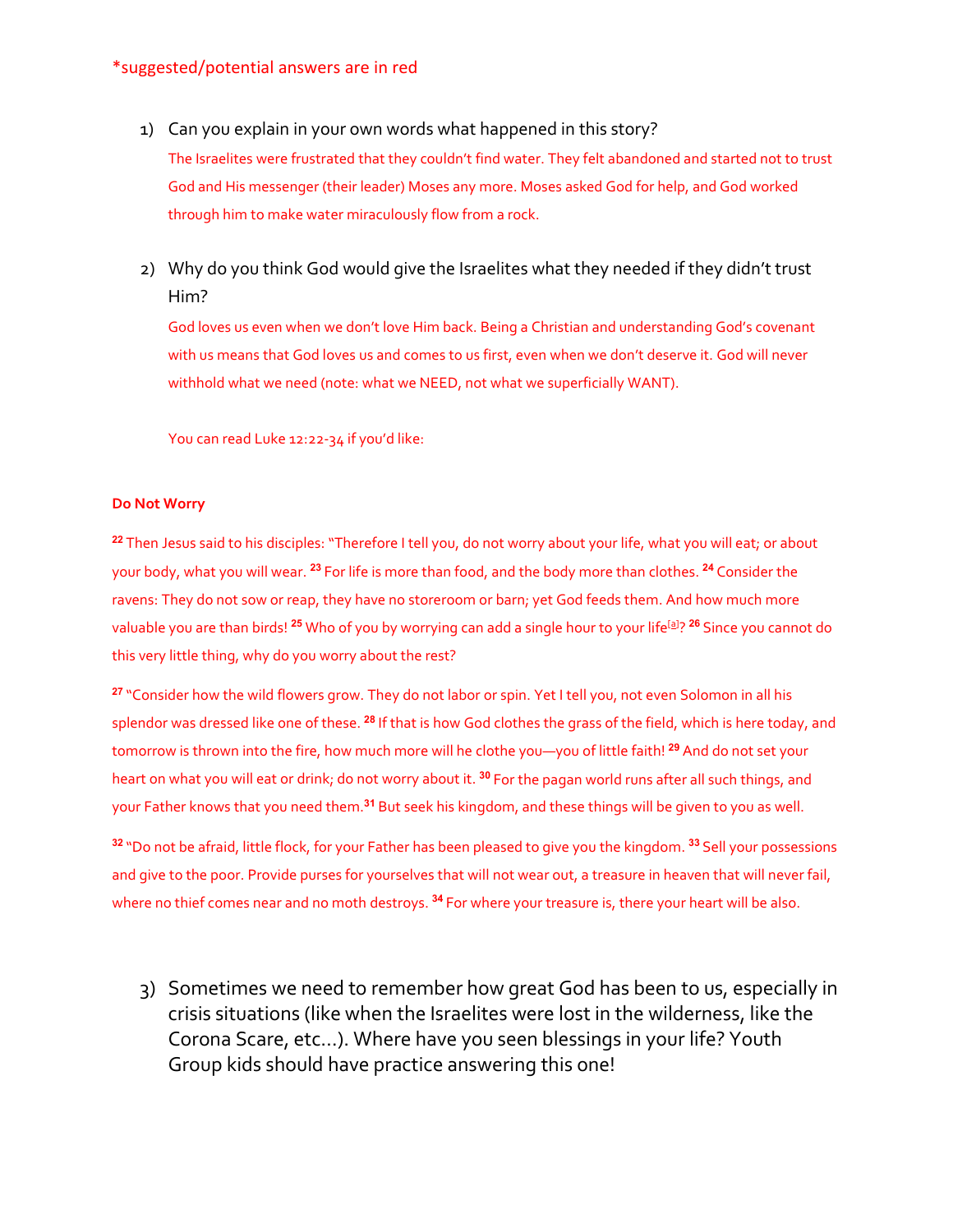*suggested/potential answers are in red

1) Can you explain in your own words what happened in this story?

   The Israelites were frustrated that they couldn't find water. They felt abandoned and started not to trust God and His messenger (their leader) Moses any more. Moses asked God for help, and God worked through him to make water miraculously flow from a rock.

2) Why do you think God would give the Israelites what they needed if they didn't trust Him?

   God loves us even when we don't love Him back. Being a Christian and understanding God's covenant with us means that God loves us and comes to us first, even when we don't deserve it. God will never withhold what we need (note: what we NEED, not what we superficially WANT).

   You can read Luke 12:22-34 if you'd like:

**Do Not Worry**

22 Then Jesus said to his disciples: "Therefore I tell you, do not worry about your life, what you will eat; or about your body, what you will wear. 23 For life is more than food, and the body more than clothes. 24 Consider the ravens: They do not sow or reap, they have no storeroom or barn; yet God feeds them. And how much more valuable you are than birds! 25 Who of you by worrying can add a single hour to your life[a]? 26 Since you cannot do this very little thing, why do you worry about the rest?

27 "Consider how the wild flowers grow. They do not labor or spin. Yet I tell you, not even Solomon in all his splendor was dressed like one of these. 28 If that is how God clothes the grass of the field, which is here today, and tomorrow is thrown into the fire, how much more will he clothe you—you of little faith! 29 And do not set your heart on what you will eat or drink; do not worry about it. 30 For the pagan world runs after all such things, and your Father knows that you need them. 31 But seek his kingdom, and these things will be given to you as well.

32 "Do not be afraid, little flock, for your Father has been pleased to give you the kingdom. 33 Sell your possessions and give to the poor. Provide purses for yourselves that will not wear out, a treasure in heaven that will never fail, where no thief comes near and no moth destroys. 34 For where your treasure is, there your heart will be also.

3) Sometimes we need to remember how great God has been to us, especially in crisis situations (like when the Israelites were lost in the wilderness, like the Corona Scare, etc…). Where have you seen blessings in your life? Youth Group kids should have practice answering this one!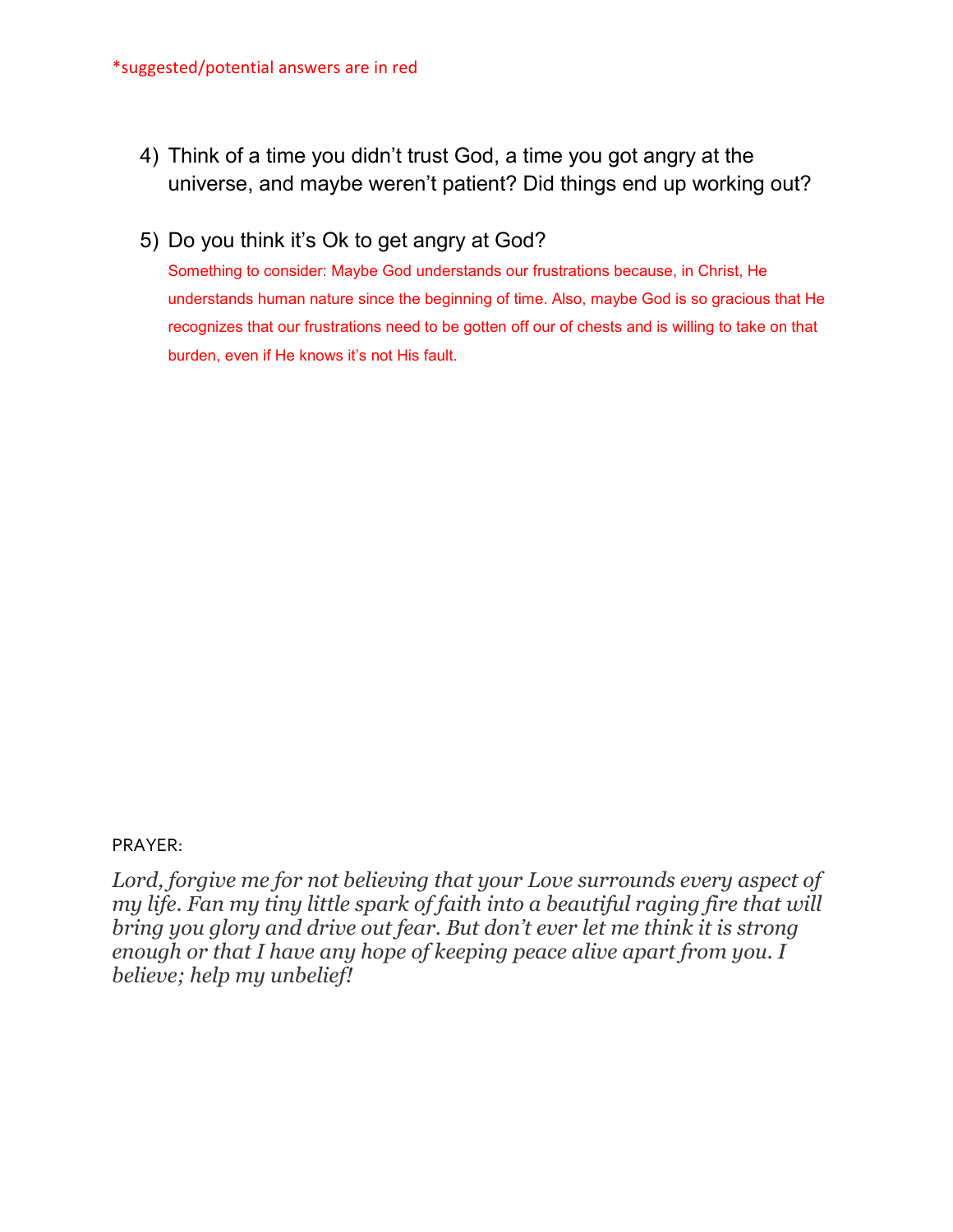*suggested/potential answers are in red

4) Think of a time you didn't trust God, a time you got angry at the universe, and maybe weren't patient? Did things end up working out?

5) Do you think it's Ok to get angry at God?

   Something to consider: Maybe God understands our frustrations because, in Christ, He understands human nature since the beginning of time. Also, maybe God is so gracious that He recognizes that our frustrations need to be gotten off our of chests and is willing to take on that burden, even if He knows it's not His fault.

PRAYER:

*Lord, forgive me for not believing that your Love surrounds every aspect of my life. Fan my tiny little spark of faith into a beautiful raging fire that will bring you glory and drive out fear. But don't ever let me think it is strong enough or that I have any hope of keeping peace alive apart from you. I believe; help my unbelief!*